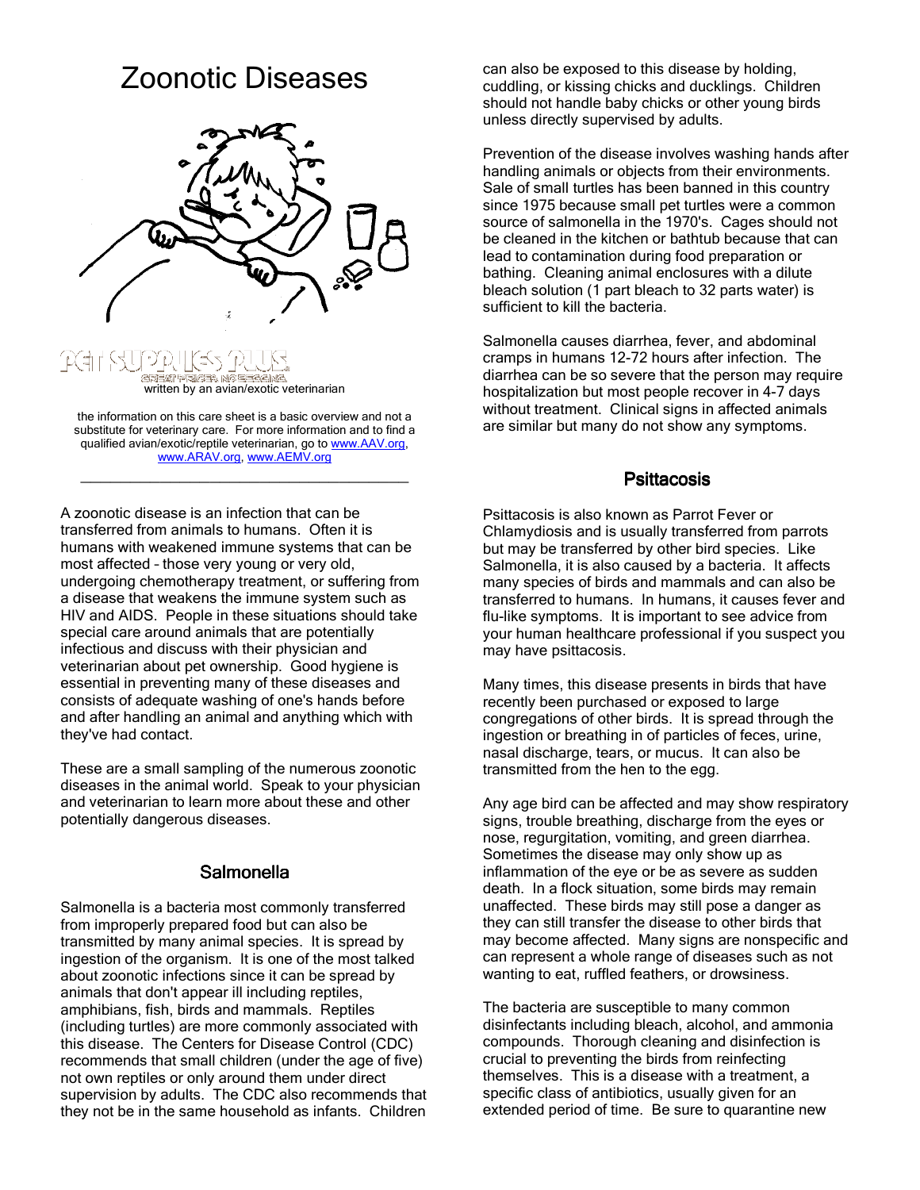# Zoonotic Diseases

PET SUPPLIES PLUS
GREAT PRICES. NO EXCUSES.

written by an avian/exotic veterinarian

the information on this care sheet is a basic overview and not a substitute for veterinary care. For more information and to find a qualified avian/exotic/reptile veterinarian, go to www.AAV.org, www.ARAV.org, www.AEMV.org

---

A zoonotic disease is an infection that can be transferred from animals to humans. Often it is humans with weakened immune systems that can be most affected – those very young or very old, undergoing chemotherapy treatment, or suffering from a disease that weakens the immune system such as HIV and AIDS. People in these situations should take special care around animals that are potentially infectious and discuss with their physician and veterinarian about pet ownership. Good hygiene is essential in preventing many of these diseases and consists of adequate washing of one's hands before and after handling an animal and anything which with they've had contact.

These are a small sampling of the numerous zoonotic diseases in the animal world. Speak to your physician and veterinarian to learn more about these and other potentially dangerous diseases.

## Salmonella

Salmonella is a bacteria most commonly transferred from improperly prepared food but can also be transmitted by many animal species. It is spread by ingestion of the organism. It is one of the most talked about zoonotic infections since it can be spread by animals that don't appear ill including reptiles, amphibians, fish, birds and mammals. Reptiles (including turtles) are more commonly associated with this disease. The Centers for Disease Control (CDC) recommends that small children (under the age of five) not own reptiles or only around them under direct supervision by adults. The CDC also recommends that they not be in the same household as infants. Children can also be exposed to this disease by holding, cuddling, or kissing chicks and ducklings. Children should not handle baby chicks or other young birds unless directly supervised by adults.

Prevention of the disease involves washing hands after handling animals or objects from their environments. Sale of small turtles has been banned in this country since 1975 because small pet turtles were a common source of salmonella in the 1970's. Cages should not be cleaned in the kitchen or bathtub because that can lead to contamination during food preparation or bathing. Cleaning animal enclosures with a dilute bleach solution (1 part bleach to 32 parts water) is sufficient to kill the bacteria.

Salmonella causes diarrhea, fever, and abdominal cramps in humans 12-72 hours after infection. The diarrhea can be so severe that the person may require hospitalization but most people recover in 4-7 days without treatment. Clinical signs in affected animals are similar but many do not show any symptoms.

## Psittacosis

Psittacosis is also known as Parrot Fever or Chlamydiosis and is usually transferred from parrots but may be transferred by other bird species. Like Salmonella, it is also caused by a bacteria. It affects many species of birds and mammals and can also be transferred to humans. In humans, it causes fever and flu-like symptoms. It is important to see advice from your human healthcare professional if you suspect you may have psittacosis.

Many times, this disease presents in birds that have recently been purchased or exposed to large congregations of other birds. It is spread through the ingestion or breathing in of particles of feces, urine, nasal discharge, tears, or mucus. It can also be transmitted from the hen to the egg.

Any age bird can be affected and may show respiratory signs, trouble breathing, discharge from the eyes or nose, regurgitation, vomiting, and green diarrhea. Sometimes the disease may only show up as inflammation of the eye or be as severe as sudden death. In a flock situation, some birds may remain unaffected. These birds may still pose a danger as they can still transfer the disease to other birds that may become affected. Many signs are nonspecific and can represent a whole range of diseases such as not wanting to eat, ruffled feathers, or drowsiness.

The bacteria are susceptible to many common disinfectants including bleach, alcohol, and ammonia compounds. Thorough cleaning and disinfection is crucial to preventing the birds from reinfecting themselves. This is a disease with a treatment, a specific class of antibiotics, usually given for an extended period of time. Be sure to quarantine new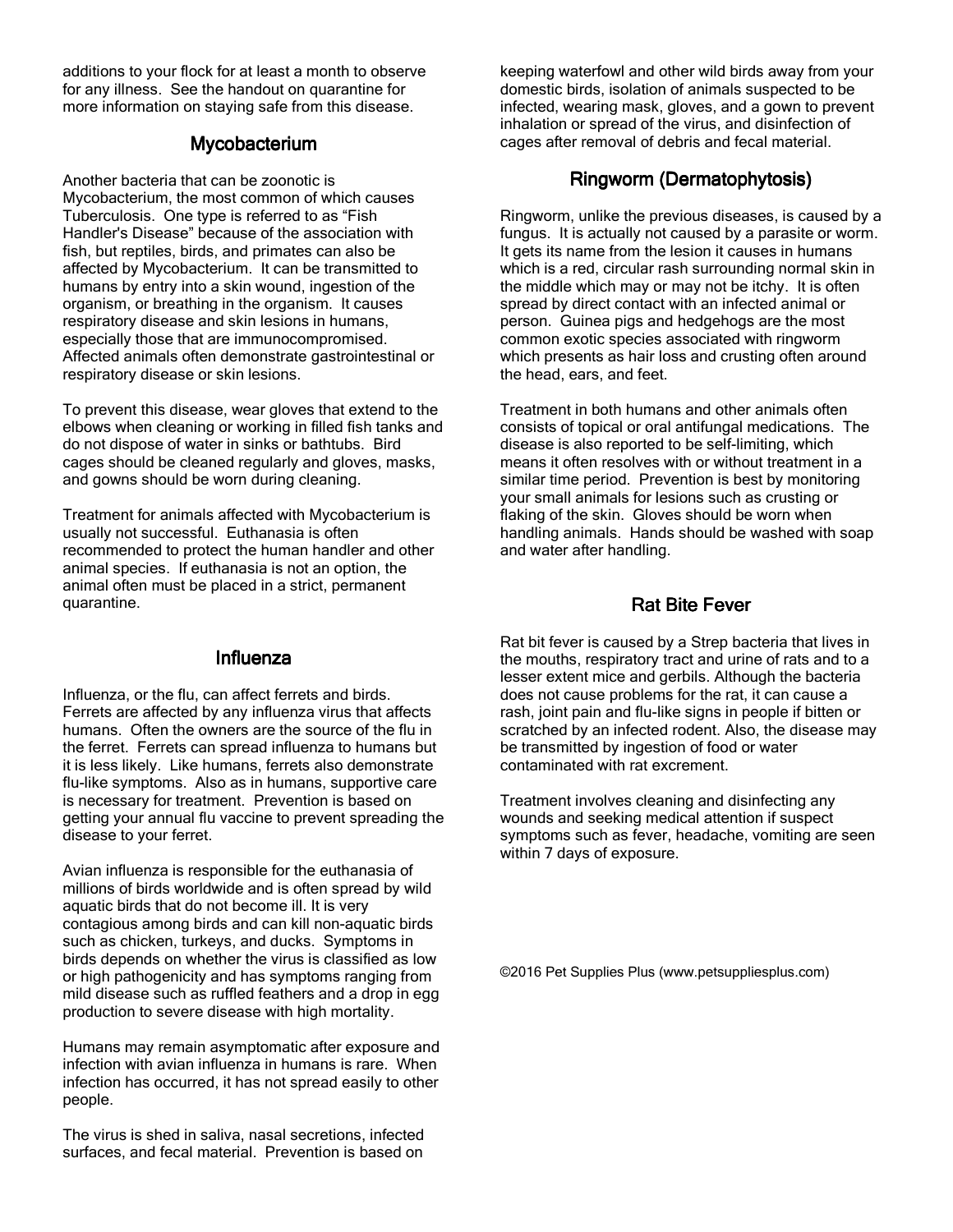additions to your flock for at least a month to observe for any illness. See the handout on quarantine for more information on staying safe from this disease.

## Mycobacterium

Another bacteria that can be zoonotic is Mycobacterium, the most common of which causes Tuberculosis. One type is referred to as "Fish Handler's Disease" because of the association with fish, but reptiles, birds, and primates can also be affected by Mycobacterium. It can be transmitted to humans by entry into a skin wound, ingestion of the organism, or breathing in the organism. It causes respiratory disease and skin lesions in humans, especially those that are immunocompromised. Affected animals often demonstrate gastrointestinal or respiratory disease or skin lesions.

To prevent this disease, wear gloves that extend to the elbows when cleaning or working in filled fish tanks and do not dispose of water in sinks or bathtubs. Bird cages should be cleaned regularly and gloves, masks, and gowns should be worn during cleaning.

Treatment for animals affected with Mycobacterium is usually not successful. Euthanasia is often recommended to protect the human handler and other animal species. If euthanasia is not an option, the animal often must be placed in a strict, permanent quarantine.

## Influenza

Influenza, or the flu, can affect ferrets and birds. Ferrets are affected by any influenza virus that affects humans. Often the owners are the source of the flu in the ferret. Ferrets can spread influenza to humans but it is less likely. Like humans, ferrets also demonstrate flu-like symptoms. Also as in humans, supportive care is necessary for treatment. Prevention is based on getting your annual flu vaccine to prevent spreading the disease to your ferret.

Avian influenza is responsible for the euthanasia of millions of birds worldwide and is often spread by wild aquatic birds that do not become ill. It is very contagious among birds and can kill non-aquatic birds such as chicken, turkeys, and ducks. Symptoms in birds depends on whether the virus is classified as low or high pathogenicity and has symptoms ranging from mild disease such as ruffled feathers and a drop in egg production to severe disease with high mortality.

Humans may remain asymptomatic after exposure and infection with avian influenza in humans is rare. When infection has occurred, it has not spread easily to other people.

The virus is shed in saliva, nasal secretions, infected surfaces, and fecal material. Prevention is based on keeping waterfowl and other wild birds away from your domestic birds, isolation of animals suspected to be infected, wearing mask, gloves, and a gown to prevent inhalation or spread of the virus, and disinfection of cages after removal of debris and fecal material.

## Ringworm (Dermatophytosis)

Ringworm, unlike the previous diseases, is caused by a fungus. It is actually not caused by a parasite or worm. It gets its name from the lesion it causes in humans which is a red, circular rash surrounding normal skin in the middle which may or may not be itchy. It is often spread by direct contact with an infected animal or person. Guinea pigs and hedgehogs are the most common exotic species associated with ringworm which presents as hair loss and crusting often around the head, ears, and feet.

Treatment in both humans and other animals often consists of topical or oral antifungal medications. The disease is also reported to be self-limiting, which means it often resolves with or without treatment in a similar time period. Prevention is best by monitoring your small animals for lesions such as crusting or flaking of the skin. Gloves should be worn when handling animals. Hands should be washed with soap and water after handling.

## Rat Bite Fever

Rat bit fever is caused by a Strep bacteria that lives in the mouths, respiratory tract and urine of rats and to a lesser extent mice and gerbils. Although the bacteria does not cause problems for the rat, it can cause a rash, joint pain and flu-like signs in people if bitten or scratched by an infected rodent. Also, the disease may be transmitted by ingestion of food or water contaminated with rat excrement.

Treatment involves cleaning and disinfecting any wounds and seeking medical attention if suspect symptoms such as fever, headache, vomiting are seen within 7 days of exposure.

©2016 Pet Supplies Plus (www.petsuppliesplus.com)